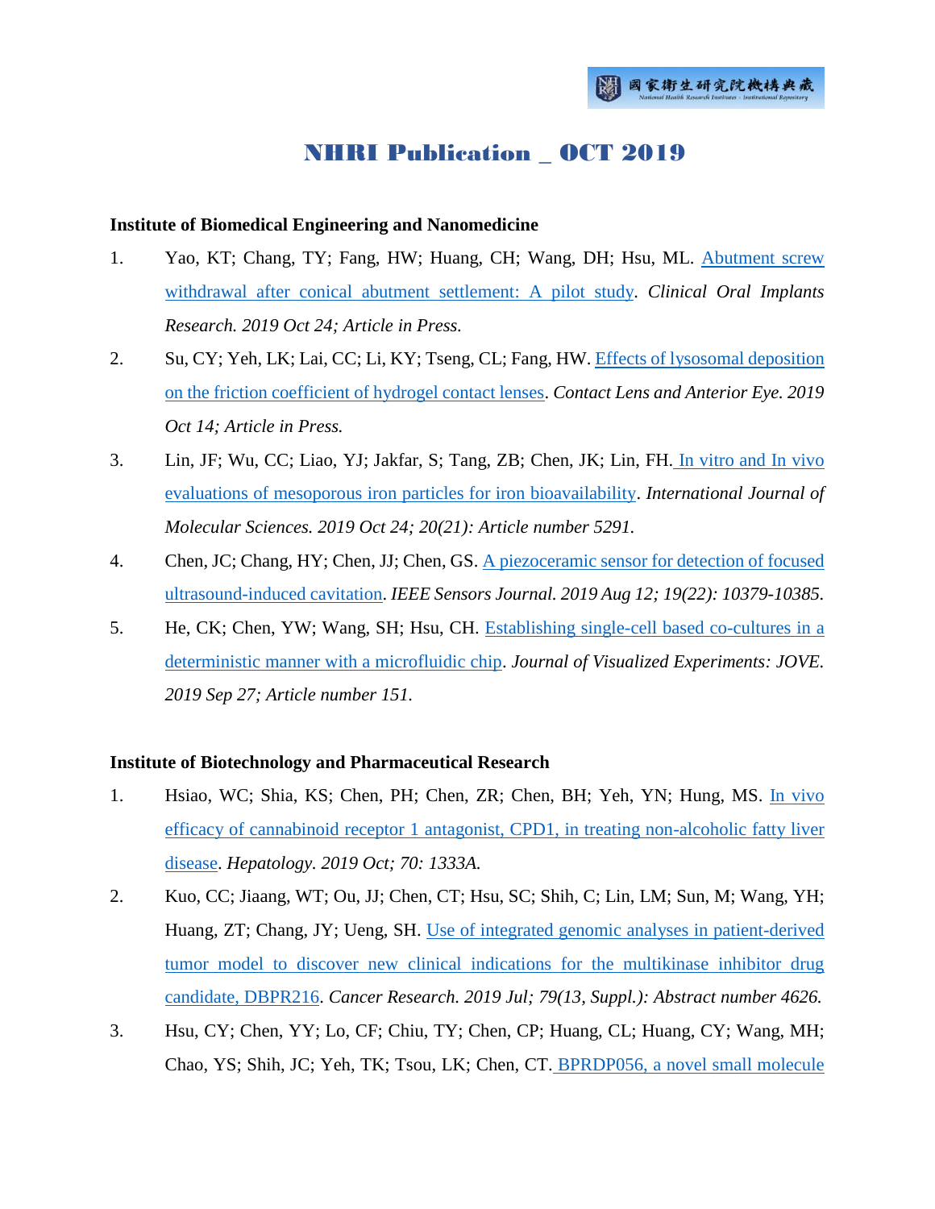# NHRI Publication _ OCT 2019

### Institute of Biomedical Engineering and Nanomedicine

1. Yao, KT; Chang, TY; Fang, HW; Huang, CH; Wang, DH; Hsu, ML. Abutment screw withdrawal after conical abutment settlement: A pilot study. *Clinical Oral Implants Research. 2019 Oct 24; Article in Press.*
2. Su, CY; Yeh, LK; Lai, CC; Li, KY; Tseng, CL; Fang, HW. Effects of lysosomal deposition on the friction coefficient of hydrogel contact lenses. *Contact Lens and Anterior Eye. 2019 Oct 14; Article in Press.*
3. Lin, JF; Wu, CC; Liao, YJ; Jakfar, S; Tang, ZB; Chen, JK; Lin, FH. In vitro and In vivo evaluations of mesoporous iron particles for iron bioavailability. *International Journal of Molecular Sciences. 2019 Oct 24; 20(21): Article number 5291.*
4. Chen, JC; Chang, HY; Chen, JJ; Chen, GS. A piezoceramic sensor for detection of focused ultrasound-induced cavitation. *IEEE Sensors Journal. 2019 Aug 12; 19(22): 10379-10385.*
5. He, CK; Chen, YW; Wang, SH; Hsu, CH. Establishing single-cell based co-cultures in a deterministic manner with a microfluidic chip. *Journal of Visualized Experiments: JOVE. 2019 Sep 27; Article number 151.*

### Institute of Biotechnology and Pharmaceutical Research

1. Hsiao, WC; Shia, KS; Chen, PH; Chen, ZR; Chen, BH; Yeh, YN; Hung, MS. In vivo efficacy of cannabinoid receptor 1 antagonist, CPD1, in treating non-alcoholic fatty liver disease. *Hepatology. 2019 Oct; 70: 1333A.*
2. Kuo, CC; Jiaang, WT; Ou, JJ; Chen, CT; Hsu, SC; Shih, C; Lin, LM; Sun, M; Wang, YH; Huang, ZT; Chang, JY; Ueng, SH. Use of integrated genomic analyses in patient-derived tumor model to discover new clinical indications for the multikinase inhibitor drug candidate, DBPR216. *Cancer Research. 2019 Jul; 79(13, Suppl.): Abstract number 4626.*
3. Hsu, CY; Chen, YY; Lo, CF; Chiu, TY; Chen, CP; Huang, CL; Huang, CY; Wang, MH; Chao, YS; Shih, JC; Yeh, TK; Tsou, LK; Chen, CT. BPRDP056, a novel small molecule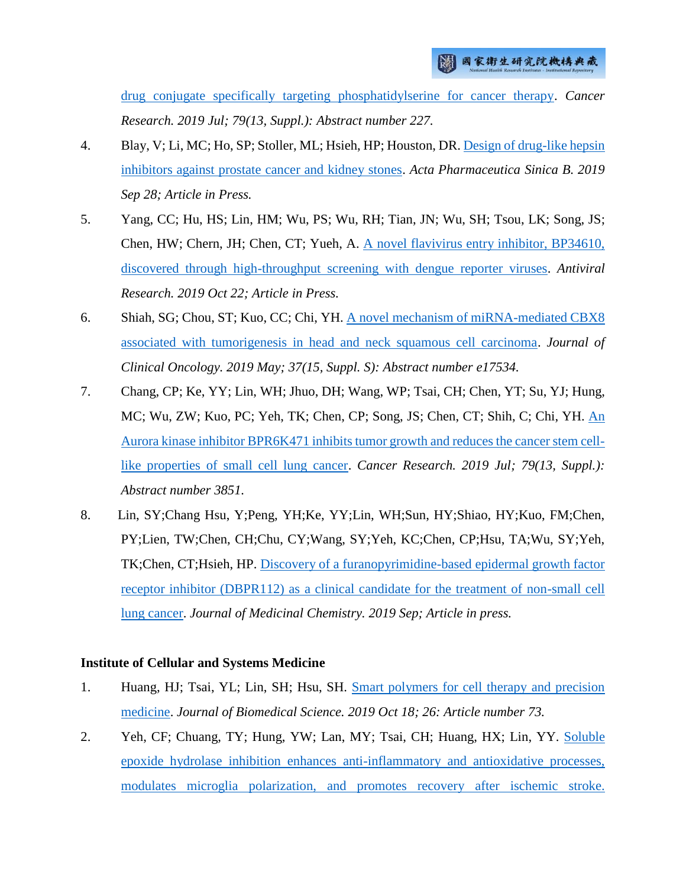drug conjugate specifically targeting phosphatidylserine for cancer therapy. *Cancer Research. 2019 Jul; 79(13, Suppl.): Abstract number 227.*

4. Blay, V; Li, MC; Ho, SP; Stoller, ML; Hsieh, HP; Houston, DR. Design of drug-like hepsin inhibitors against prostate cancer and kidney stones. *Acta Pharmaceutica Sinica B. 2019 Sep 28; Article in Press.*

5. Yang, CC; Hu, HS; Lin, HM; Wu, PS; Wu, RH; Tian, JN; Wu, SH; Tsou, LK; Song, JS; Chen, HW; Chern, JH; Chen, CT; Yueh, A. A novel flavivirus entry inhibitor, BP34610, discovered through high-throughput screening with dengue reporter viruses. *Antiviral Research. 2019 Oct 22; Article in Press.*

6. Shiah, SG; Chou, ST; Kuo, CC; Chi, YH. A novel mechanism of miRNA-mediated CBX8 associated with tumorigenesis in head and neck squamous cell carcinoma. *Journal of Clinical Oncology. 2019 May; 37(15, Suppl. S): Abstract number e17534.*

7. Chang, CP; Ke, YY; Lin, WH; Jhuo, DH; Wang, WP; Tsai, CH; Chen, YT; Su, YJ; Hung, MC; Wu, ZW; Kuo, PC; Yeh, TK; Chen, CP; Song, JS; Chen, CT; Shih, C; Chi, YH. An Aurora kinase inhibitor BPR6K471 inhibits tumor growth and reduces the cancer stem cell-like properties of small cell lung cancer. *Cancer Research. 2019 Jul; 79(13, Suppl.): Abstract number 3851.*

8. Lin, SY;Chang Hsu, Y;Peng, YH;Ke, YY;Lin, WH;Sun, HY;Shiao, HY;Kuo, FM;Chen, PY;Lien, TW;Chen, CH;Chu, CY;Wang, SY;Yeh, KC;Chen, CP;Hsu, TA;Wu, SY;Yeh, TK;Chen, CT;Hsieh, HP. Discovery of a furanopyrimidine-based epidermal growth factor receptor inhibitor (DBPR112) as a clinical candidate for the treatment of non-small cell lung cancer. *Journal of Medicinal Chemistry. 2019 Sep; Article in press.*

**Institute of Cellular and Systems Medicine**

1. Huang, HJ; Tsai, YL; Lin, SH; Hsu, SH. Smart polymers for cell therapy and precision medicine. *Journal of Biomedical Science. 2019 Oct 18; 26: Article number 73.*

2. Yeh, CF; Chuang, TY; Hung, YW; Lan, MY; Tsai, CH; Huang, HX; Lin, YY. Soluble epoxide hydrolase inhibition enhances anti-inflammatory and antioxidative processes, modulates microglia polarization, and promotes recovery after ischemic stroke.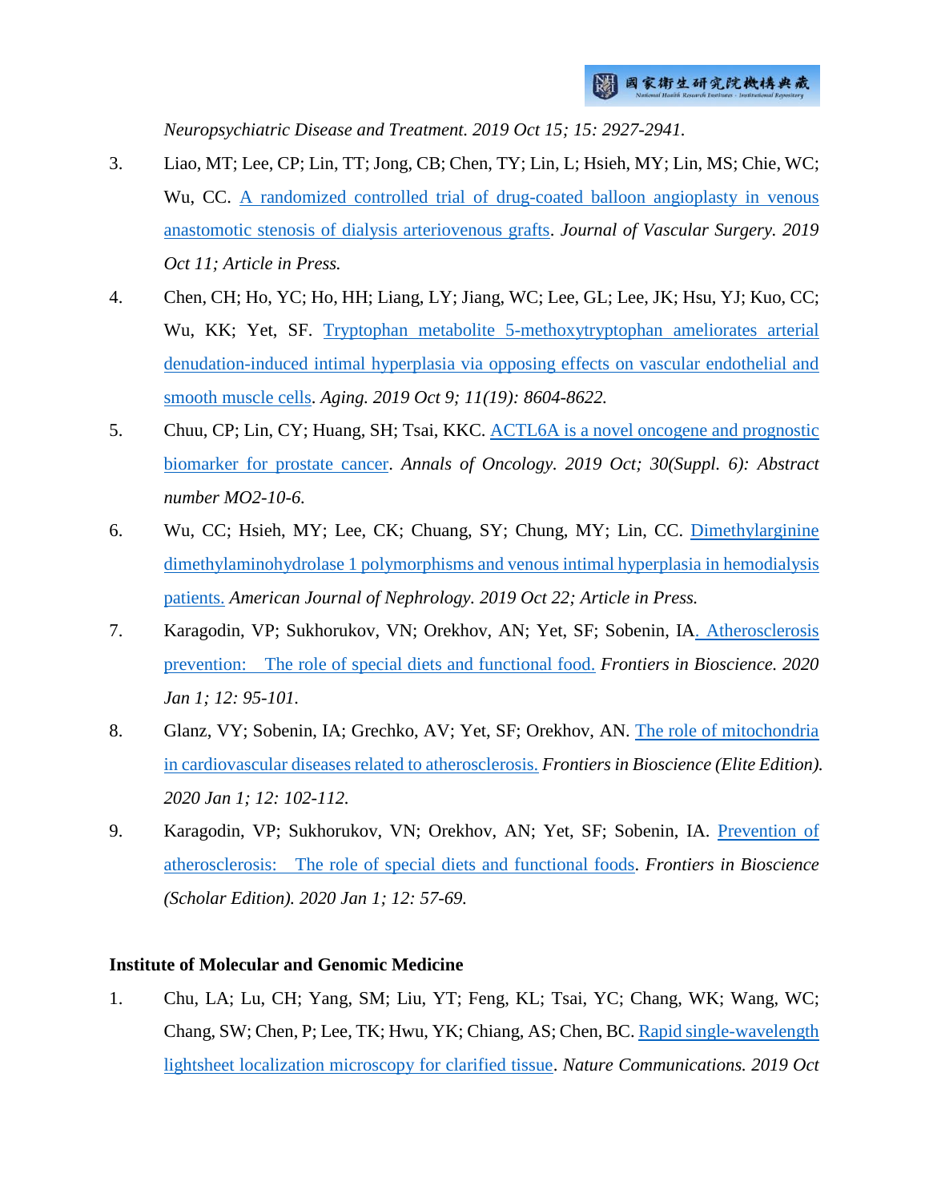*Neuropsychiatric Disease and Treatment. 2019 Oct 15; 15: 2927-2941.*

3. Liao, MT; Lee, CP; Lin, TT; Jong, CB; Chen, TY; Lin, L; Hsieh, MY; Lin, MS; Chie, WC; Wu, CC. A randomized controlled trial of drug-coated balloon angioplasty in venous anastomotic stenosis of dialysis arteriovenous grafts. *Journal of Vascular Surgery. 2019 Oct 11; Article in Press.*

4. Chen, CH; Ho, YC; Ho, HH; Liang, LY; Jiang, WC; Lee, GL; Lee, JK; Hsu, YJ; Kuo, CC; Wu, KK; Yet, SF. Tryptophan metabolite 5-methoxytryptophan ameliorates arterial denudation-induced intimal hyperplasia via opposing effects on vascular endothelial and smooth muscle cells. *Aging. 2019 Oct 9; 11(19): 8604-8622.*

5. Chuu, CP; Lin, CY; Huang, SH; Tsai, KKC. ACTL6A is a novel oncogene and prognostic biomarker for prostate cancer. *Annals of Oncology. 2019 Oct; 30(Suppl. 6): Abstract number MO2-10-6.*

6. Wu, CC; Hsieh, MY; Lee, CK; Chuang, SY; Chung, MY; Lin, CC. Dimethylarginine dimethylaminohydrolase 1 polymorphisms and venous intimal hyperplasia in hemodialysis patients. *American Journal of Nephrology. 2019 Oct 22; Article in Press.*

7. Karagodin, VP; Sukhorukov, VN; Orekhov, AN; Yet, SF; Sobenin, IA. Atherosclerosis prevention: The role of special diets and functional food. *Frontiers in Bioscience. 2020 Jan 1; 12: 95-101.*

8. Glanz, VY; Sobenin, IA; Grechko, AV; Yet, SF; Orekhov, AN. The role of mitochondria in cardiovascular diseases related to atherosclerosis. *Frontiers in Bioscience (Elite Edition). 2020 Jan 1; 12: 102-112.*

9. Karagodin, VP; Sukhorukov, VN; Orekhov, AN; Yet, SF; Sobenin, IA. Prevention of atherosclerosis: The role of special diets and functional foods. *Frontiers in Bioscience (Scholar Edition). 2020 Jan 1; 12: 57-69.*

**Institute of Molecular and Genomic Medicine**

1. Chu, LA; Lu, CH; Yang, SM; Liu, YT; Feng, KL; Tsai, YC; Chang, WK; Wang, WC; Chang, SW; Chen, P; Lee, TK; Hwu, YK; Chiang, AS; Chen, BC. Rapid single-wavelength lightsheet localization microscopy for clarified tissue. *Nature Communications. 2019 Oct*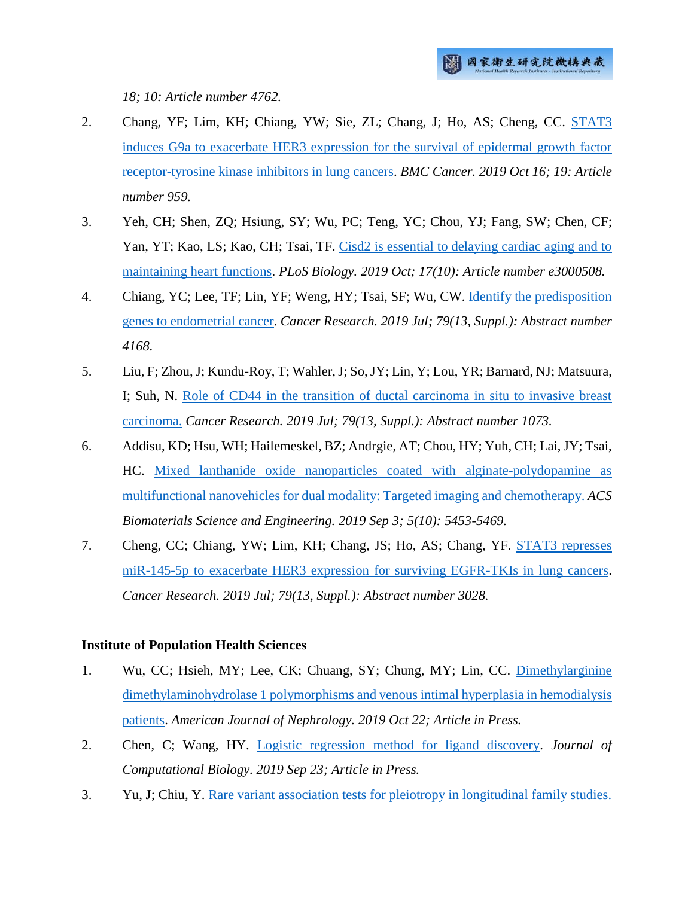*18; 10: Article number 4762.*

2. Chang, YF; Lim, KH; Chiang, YW; Sie, ZL; Chang, J; Ho, AS; Cheng, CC. STAT3 induces G9a to exacerbate HER3 expression for the survival of epidermal growth factor receptor-tyrosine kinase inhibitors in lung cancers. *BMC Cancer. 2019 Oct 16; 19: Article number 959.*
3. Yeh, CH; Shen, ZQ; Hsiung, SY; Wu, PC; Teng, YC; Chou, YJ; Fang, SW; Chen, CF; Yan, YT; Kao, LS; Kao, CH; Tsai, TF. Cisd2 is essential to delaying cardiac aging and to maintaining heart functions. *PLoS Biology. 2019 Oct; 17(10): Article number e3000508.*
4. Chiang, YC; Lee, TF; Lin, YF; Weng, HY; Tsai, SF; Wu, CW. Identify the predisposition genes to endometrial cancer. *Cancer Research. 2019 Jul; 79(13, Suppl.): Abstract number 4168.*
5. Liu, F; Zhou, J; Kundu-Roy, T; Wahler, J; So, JY; Lin, Y; Lou, YR; Barnard, NJ; Matsuura, I; Suh, N. Role of CD44 in the transition of ductal carcinoma in situ to invasive breast carcinoma. *Cancer Research. 2019 Jul; 79(13, Suppl.): Abstract number 1073.*
6. Addisu, KD; Hsu, WH; Hailemeskel, BZ; Andrgie, AT; Chou, HY; Yuh, CH; Lai, JY; Tsai, HC. Mixed lanthanide oxide nanoparticles coated with alginate-polydopamine as multifunctional nanovehicles for dual modality: Targeted imaging and chemotherapy. *ACS Biomaterials Science and Engineering. 2019 Sep 3; 5(10): 5453-5469.*
7. Cheng, CC; Chiang, YW; Lim, KH; Chang, JS; Ho, AS; Chang, YF. STAT3 represses miR-145-5p to exacerbate HER3 expression for surviving EGFR-TKIs in lung cancers. *Cancer Research. 2019 Jul; 79(13, Suppl.): Abstract number 3028.*

**Institute of Population Health Sciences**

1. Wu, CC; Hsieh, MY; Lee, CK; Chuang, SY; Chung, MY; Lin, CC. Dimethylarginine dimethylaminohydrolase 1 polymorphisms and venous intimal hyperplasia in hemodialysis patients. *American Journal of Nephrology. 2019 Oct 22; Article in Press.*
2. Chen, C; Wang, HY. Logistic regression method for ligand discovery. *Journal of Computational Biology. 2019 Sep 23; Article in Press.*
3. Yu, J; Chiu, Y. Rare variant association tests for pleiotropy in longitudinal family studies.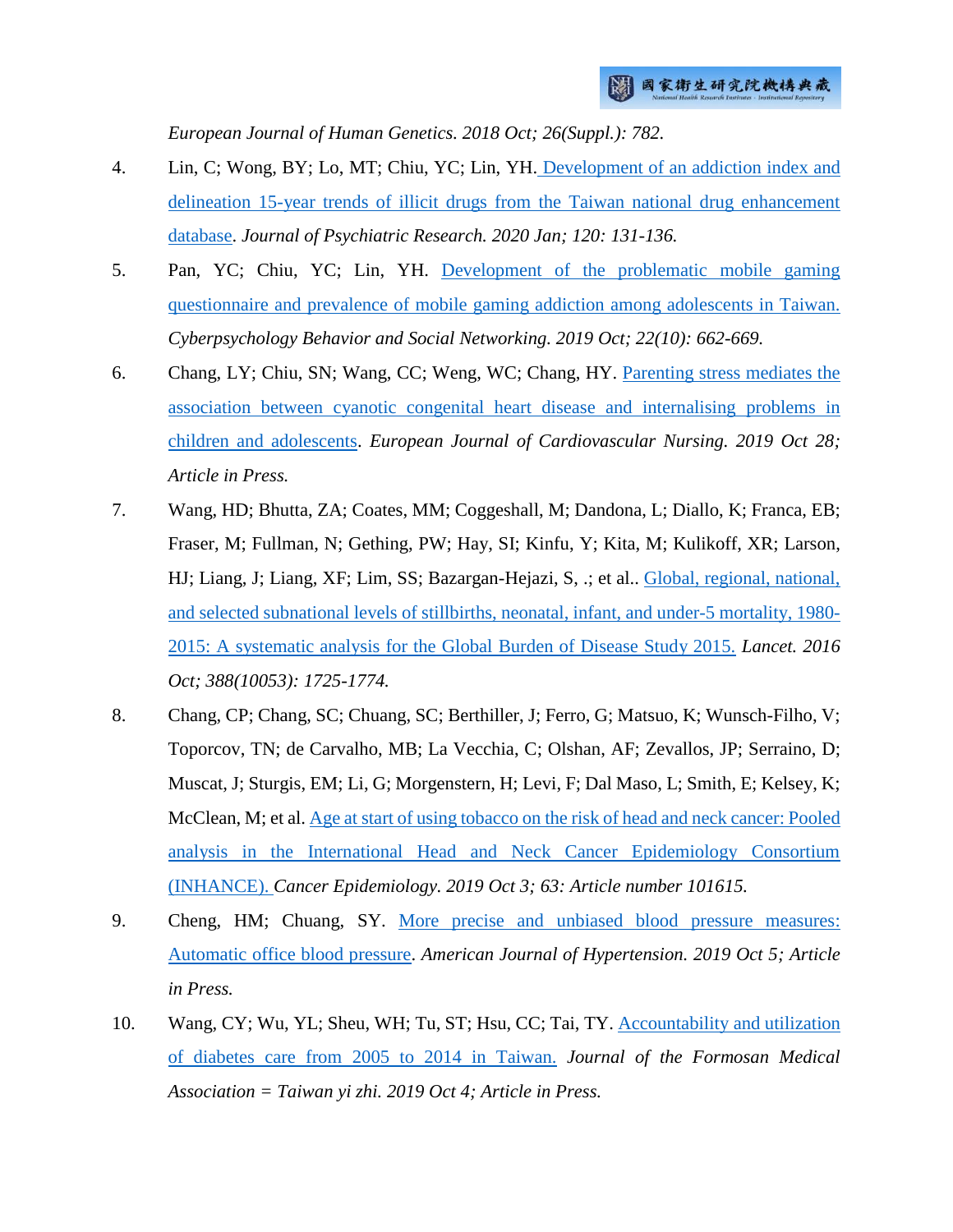*European Journal of Human Genetics. 2018 Oct; 26(Suppl.): 782.*

4. Lin, C; Wong, BY; Lo, MT; Chiu, YC; Lin, YH. Development of an addiction index and delineation 15-year trends of illicit drugs from the Taiwan national drug enhancement database. *Journal of Psychiatric Research. 2020 Jan; 120: 131-136.*
5. Pan, YC; Chiu, YC; Lin, YH. Development of the problematic mobile gaming questionnaire and prevalence of mobile gaming addiction among adolescents in Taiwan. *Cyberpsychology Behavior and Social Networking. 2019 Oct; 22(10): 662-669.*
6. Chang, LY; Chiu, SN; Wang, CC; Weng, WC; Chang, HY. Parenting stress mediates the association between cyanotic congenital heart disease and internalising problems in children and adolescents. *European Journal of Cardiovascular Nursing. 2019 Oct 28; Article in Press.*
7. Wang, HD; Bhutta, ZA; Coates, MM; Coggeshall, M; Dandona, L; Diallo, K; Franca, EB; Fraser, M; Fullman, N; Gething, PW; Hay, SI; Kinfu, Y; Kita, M; Kulikoff, XR; Larson, HJ; Liang, J; Liang, XF; Lim, SS; Bazargan-Hejazi, S, .; et al.. Global, regional, national, and selected subnational levels of stillbirths, neonatal, infant, and under-5 mortality, 1980-2015: A systematic analysis for the Global Burden of Disease Study 2015. *Lancet. 2016 Oct; 388(10053): 1725-1774.*
8. Chang, CP; Chang, SC; Chuang, SC; Berthiller, J; Ferro, G; Matsuo, K; Wunsch-Filho, V; Toporcov, TN; de Carvalho, MB; La Vecchia, C; Olshan, AF; Zevallos, JP; Serraino, D; Muscat, J; Sturgis, EM; Li, G; Morgenstern, H; Levi, F; Dal Maso, L; Smith, E; Kelsey, K; McClean, M; et al. Age at start of using tobacco on the risk of head and neck cancer: Pooled analysis in the International Head and Neck Cancer Epidemiology Consortium (INHANCE). *Cancer Epidemiology. 2019 Oct 3; 63: Article number 101615.*
9. Cheng, HM; Chuang, SY. More precise and unbiased blood pressure measures: Automatic office blood pressure. *American Journal of Hypertension. 2019 Oct 5; Article in Press.*
10. Wang, CY; Wu, YL; Sheu, WH; Tu, ST; Hsu, CC; Tai, TY. Accountability and utilization of diabetes care from 2005 to 2014 in Taiwan. *Journal of the Formosan Medical Association = Taiwan yi zhi. 2019 Oct 4; Article in Press.*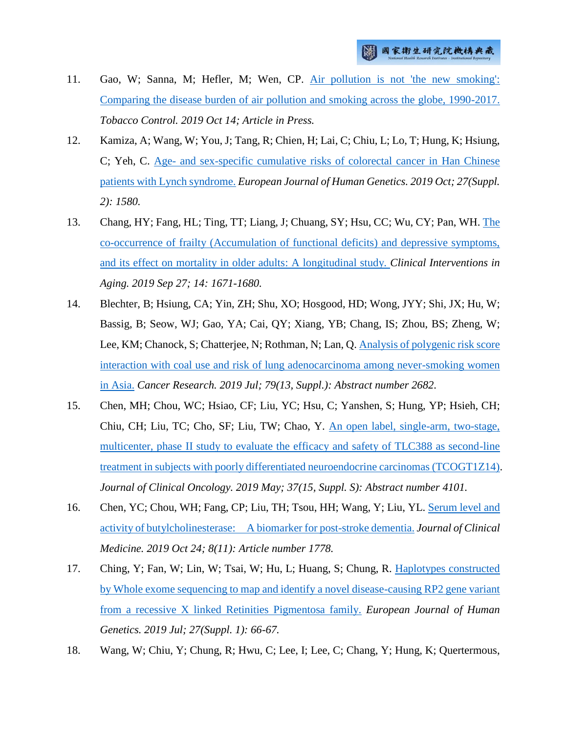11. Gao, W; Sanna, M; Hefler, M; Wen, CP. Air pollution is not 'the new smoking': Comparing the disease burden of air pollution and smoking across the globe, 1990-2017. *Tobacco Control. 2019 Oct 14; Article in Press.*

12. Kamiza, A; Wang, W; You, J; Tang, R; Chien, H; Lai, C; Chiu, L; Lo, T; Hung, K; Hsiung, C; Yeh, C. Age- and sex-specific cumulative risks of colorectal cancer in Han Chinese patients with Lynch syndrome. *European Journal of Human Genetics. 2019 Oct; 27(Suppl. 2): 1580.*

13. Chang, HY; Fang, HL; Ting, TT; Liang, J; Chuang, SY; Hsu, CC; Wu, CY; Pan, WH. The co-occurrence of frailty (Accumulation of functional deficits) and depressive symptoms, and its effect on mortality in older adults: A longitudinal study. *Clinical Interventions in Aging. 2019 Sep 27; 14: 1671-1680.*

14. Blechter, B; Hsiung, CA; Yin, ZH; Shu, XO; Hosgood, HD; Wong, JYY; Shi, JX; Hu, W; Bassig, B; Seow, WJ; Gao, YA; Cai, QY; Xiang, YB; Chang, IS; Zhou, BS; Zheng, W; Lee, KM; Chanock, S; Chatterjee, N; Rothman, N; Lan, Q. Analysis of polygenic risk score interaction with coal use and risk of lung adenocarcinoma among never-smoking women in Asia. *Cancer Research. 2019 Jul; 79(13, Suppl.): Abstract number 2682.*

15. Chen, MH; Chou, WC; Hsiao, CF; Liu, YC; Hsu, C; Yanshen, S; Hung, YP; Hsieh, CH; Chiu, CH; Liu, TC; Cho, SF; Liu, TW; Chao, Y. An open label, single-arm, two-stage, multicenter, phase II study to evaluate the efficacy and safety of TLC388 as second-line treatment in subjects with poorly differentiated neuroendocrine carcinomas (TCOGT1Z14). *Journal of Clinical Oncology. 2019 May; 37(15, Suppl. S): Abstract number 4101.*

16. Chen, YC; Chou, WH; Fang, CP; Liu, TH; Tsou, HH; Wang, Y; Liu, YL. Serum level and activity of butylcholinesterase: A biomarker for post-stroke dementia. *Journal of Clinical Medicine. 2019 Oct 24; 8(11): Article number 1778.*

17. Ching, Y; Fan, W; Lin, W; Tsai, W; Hu, L; Huang, S; Chung, R. Haplotypes constructed by Whole exome sequencing to map and identify a novel disease-causing RP2 gene variant from a recessive X linked Retinities Pigmentosa family. *European Journal of Human Genetics. 2019 Jul; 27(Suppl. 1): 66-67.*

18. Wang, W; Chiu, Y; Chung, R; Hwu, C; Lee, I; Lee, C; Chang, Y; Hung, K; Quertermous,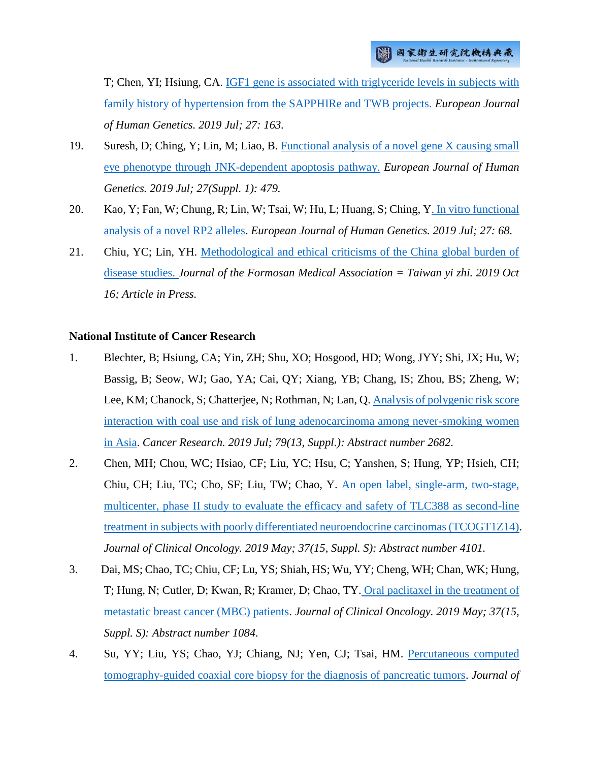T; Chen, YI; Hsiung, CA. IGF1 gene is associated with triglyceride levels in subjects with family history of hypertension from the SAPPHIRe and TWB projects. *European Journal of Human Genetics. 2019 Jul; 27: 163.*

19. Suresh, D; Ching, Y; Lin, M; Liao, B. Functional analysis of a novel gene X causing small eye phenotype through JNK-dependent apoptosis pathway. *European Journal of Human Genetics. 2019 Jul; 27(Suppl. 1): 479.*

20. Kao, Y; Fan, W; Chung, R; Lin, W; Tsai, W; Hu, L; Huang, S; Ching, Y. In vitro functional analysis of a novel RP2 alleles. *European Journal of Human Genetics. 2019 Jul; 27: 68.*

21. Chiu, YC; Lin, YH. Methodological and ethical criticisms of the China global burden of disease studies. *Journal of the Formosan Medical Association = Taiwan yi zhi. 2019 Oct 16; Article in Press.*

**National Institute of Cancer Research**

1. Blechter, B; Hsiung, CA; Yin, ZH; Shu, XO; Hosgood, HD; Wong, JYY; Shi, JX; Hu, W; Bassig, B; Seow, WJ; Gao, YA; Cai, QY; Xiang, YB; Chang, IS; Zhou, BS; Zheng, W; Lee, KM; Chanock, S; Chatterjee, N; Rothman, N; Lan, Q. Analysis of polygenic risk score interaction with coal use and risk of lung adenocarcinoma among never-smoking women in Asia. *Cancer Research. 2019 Jul; 79(13, Suppl.): Abstract number 2682.*

2. Chen, MH; Chou, WC; Hsiao, CF; Liu, YC; Hsu, C; Yanshen, S; Hung, YP; Hsieh, CH; Chiu, CH; Liu, TC; Cho, SF; Liu, TW; Chao, Y. An open label, single-arm, two-stage, multicenter, phase II study to evaluate the efficacy and safety of TLC388 as second-line treatment in subjects with poorly differentiated neuroendocrine carcinomas (TCOGT1Z14). *Journal of Clinical Oncology. 2019 May; 37(15, Suppl. S): Abstract number 4101.*

3. Dai, MS; Chao, TC; Chiu, CF; Lu, YS; Shiah, HS; Wu, YY; Cheng, WH; Chan, WK; Hung, T; Hung, N; Cutler, D; Kwan, R; Kramer, D; Chao, TY. Oral paclitaxel in the treatment of metastatic breast cancer (MBC) patients. *Journal of Clinical Oncology. 2019 May; 37(15, Suppl. S): Abstract number 1084.*

4. Su, YY; Liu, YS; Chao, YJ; Chiang, NJ; Yen, CJ; Tsai, HM. Percutaneous computed tomography-guided coaxial core biopsy for the diagnosis of pancreatic tumors. *Journal of*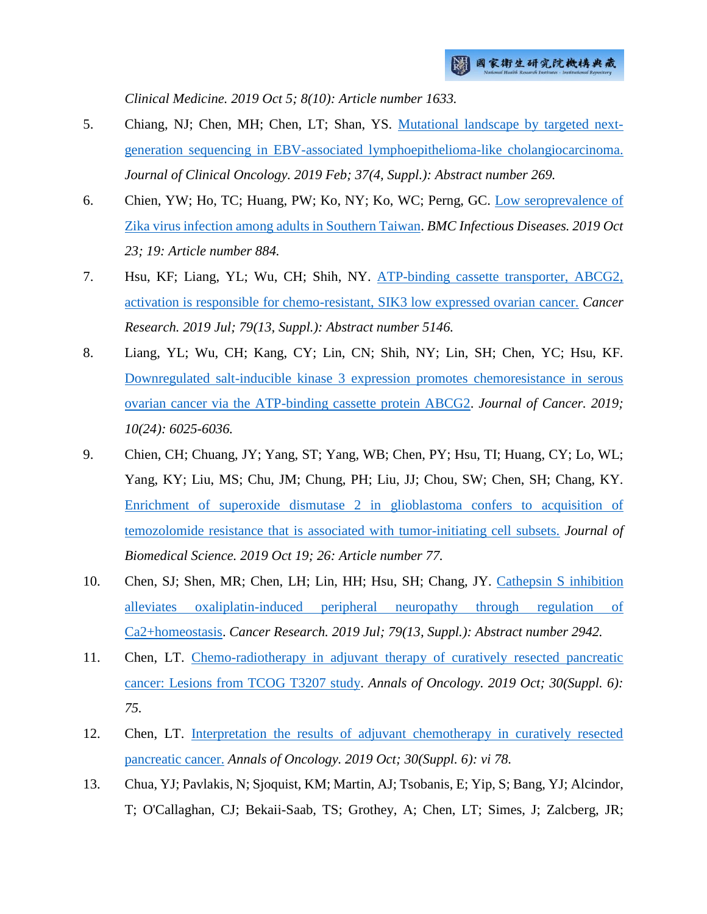*Clinical Medicine. 2019 Oct 5; 8(10): Article number 1633.*

5. Chiang, NJ; Chen, MH; Chen, LT; Shan, YS. Mutational landscape by targeted next-generation sequencing in EBV-associated lymphoepithelioma-like cholangiocarcinoma. *Journal of Clinical Oncology. 2019 Feb; 37(4, Suppl.): Abstract number 269.*

6. Chien, YW; Ho, TC; Huang, PW; Ko, NY; Ko, WC; Perng, GC. Low seroprevalence of Zika virus infection among adults in Southern Taiwan. *BMC Infectious Diseases. 2019 Oct 23; 19: Article number 884.*

7. Hsu, KF; Liang, YL; Wu, CH; Shih, NY. ATP-binding cassette transporter, ABCG2, activation is responsible for chemo-resistant, SIK3 low expressed ovarian cancer. *Cancer Research. 2019 Jul; 79(13, Suppl.): Abstract number 5146.*

8. Liang, YL; Wu, CH; Kang, CY; Lin, CN; Shih, NY; Lin, SH; Chen, YC; Hsu, KF. Downregulated salt-inducible kinase 3 expression promotes chemoresistance in serous ovarian cancer via the ATP-binding cassette protein ABCG2. *Journal of Cancer. 2019; 10(24): 6025-6036.*

9. Chien, CH; Chuang, JY; Yang, ST; Yang, WB; Chen, PY; Hsu, TI; Huang, CY; Lo, WL; Yang, KY; Liu, MS; Chu, JM; Chung, PH; Liu, JJ; Chou, SW; Chen, SH; Chang, KY. Enrichment of superoxide dismutase 2 in glioblastoma confers to acquisition of temozolomide resistance that is associated with tumor-initiating cell subsets. *Journal of Biomedical Science. 2019 Oct 19; 26: Article number 77.*

10. Chen, SJ; Shen, MR; Chen, LH; Lin, HH; Hsu, SH; Chang, JY. Cathepsin S inhibition alleviates oxaliplatin-induced peripheral neuropathy through regulation of Ca2+homeostasis. *Cancer Research. 2019 Jul; 79(13, Suppl.): Abstract number 2942.*

11. Chen, LT. Chemo-radiotherapy in adjuvant therapy of curatively resected pancreatic cancer: Lesions from TCOG T3207 study. *Annals of Oncology. 2019 Oct; 30(Suppl. 6): 75.*

12. Chen, LT. Interpretation the results of adjuvant chemotherapy in curatively resected pancreatic cancer. *Annals of Oncology. 2019 Oct; 30(Suppl. 6): vi 78.*

13. Chua, YJ; Pavlakis, N; Sjoquist, KM; Martin, AJ; Tsobanis, E; Yip, S; Bang, YJ; Alcindor, T; O'Callaghan, CJ; Bekaii-Saab, TS; Grothey, A; Chen, LT; Simes, J; Zalcberg, JR;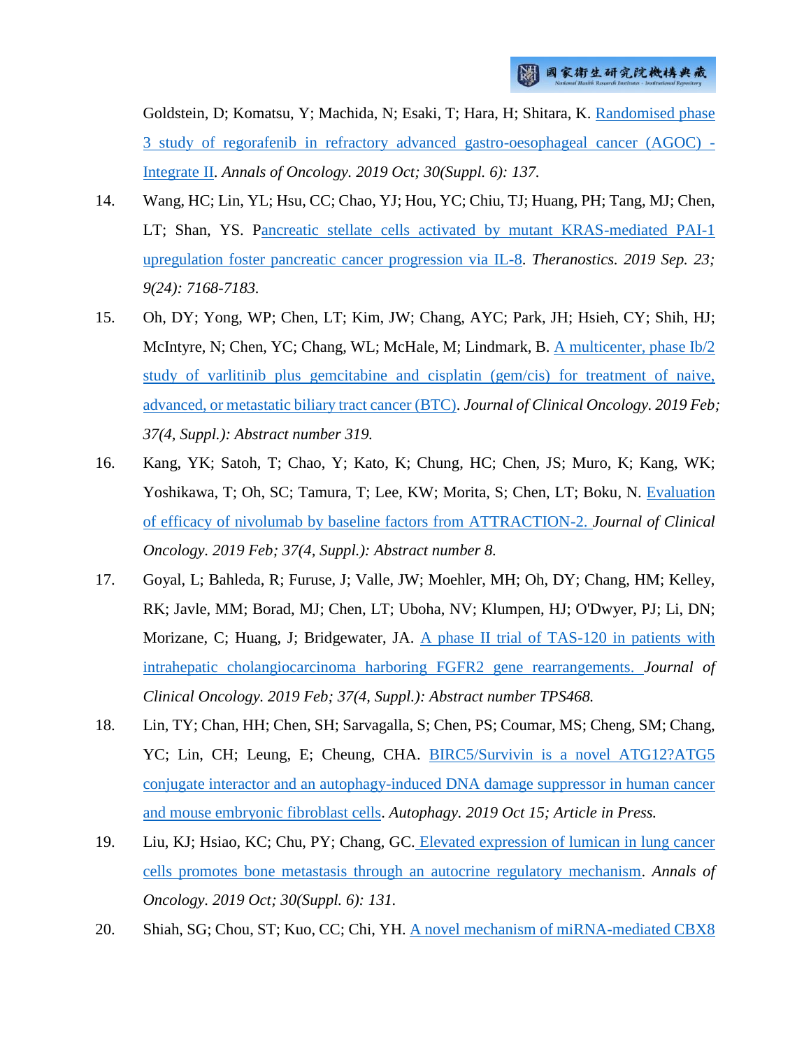Goldstein, D; Komatsu, Y; Machida, N; Esaki, T; Hara, H; Shitara, K. Randomised phase 3 study of regorafenib in refractory advanced gastro-oesophageal cancer (AGOC) - Integrate II. *Annals of Oncology. 2019 Oct; 30(Suppl. 6): 137.*

14. Wang, HC; Lin, YL; Hsu, CC; Chao, YJ; Hou, YC; Chiu, TJ; Huang, PH; Tang, MJ; Chen, LT; Shan, YS. Pancreatic stellate cells activated by mutant KRAS-mediated PAI-1 upregulation foster pancreatic cancer progression via IL-8. *Theranostics. 2019 Sep. 23; 9(24): 7168-7183.*

15. Oh, DY; Yong, WP; Chen, LT; Kim, JW; Chang, AYC; Park, JH; Hsieh, CY; Shih, HJ; McIntyre, N; Chen, YC; Chang, WL; McHale, M; Lindmark, B. A multicenter, phase Ib/2 study of varlitinib plus gemcitabine and cisplatin (gem/cis) for treatment of naive, advanced, or metastatic biliary tract cancer (BTC). *Journal of Clinical Oncology. 2019 Feb; 37(4, Suppl.): Abstract number 319.*

16. Kang, YK; Satoh, T; Chao, Y; Kato, K; Chung, HC; Chen, JS; Muro, K; Kang, WK; Yoshikawa, T; Oh, SC; Tamura, T; Lee, KW; Morita, S; Chen, LT; Boku, N. Evaluation of efficacy of nivolumab by baseline factors from ATTRACTION-2. *Journal of Clinical Oncology. 2019 Feb; 37(4, Suppl.): Abstract number 8.*

17. Goyal, L; Bahleda, R; Furuse, J; Valle, JW; Moehler, MH; Oh, DY; Chang, HM; Kelley, RK; Javle, MM; Borad, MJ; Chen, LT; Uboha, NV; Klumpen, HJ; O'Dwyer, PJ; Li, DN; Morizane, C; Huang, J; Bridgewater, JA. A phase II trial of TAS-120 in patients with intrahepatic cholangiocarcinoma harboring FGFR2 gene rearrangements. *Journal of Clinical Oncology. 2019 Feb; 37(4, Suppl.): Abstract number TPS468.*

18. Lin, TY; Chan, HH; Chen, SH; Sarvagalla, S; Chen, PS; Coumar, MS; Cheng, SM; Chang, YC; Lin, CH; Leung, E; Cheung, CHA. BIRC5/Survivin is a novel ATG12?ATG5 conjugate interactor and an autophagy-induced DNA damage suppressor in human cancer and mouse embryonic fibroblast cells. *Autophagy. 2019 Oct 15; Article in Press.*

19. Liu, KJ; Hsiao, KC; Chu, PY; Chang, GC. Elevated expression of lumican in lung cancer cells promotes bone metastasis through an autocrine regulatory mechanism. *Annals of Oncology. 2019 Oct; 30(Suppl. 6): 131.*

20. Shiah, SG; Chou, ST; Kuo, CC; Chi, YH. A novel mechanism of miRNA-mediated CBX8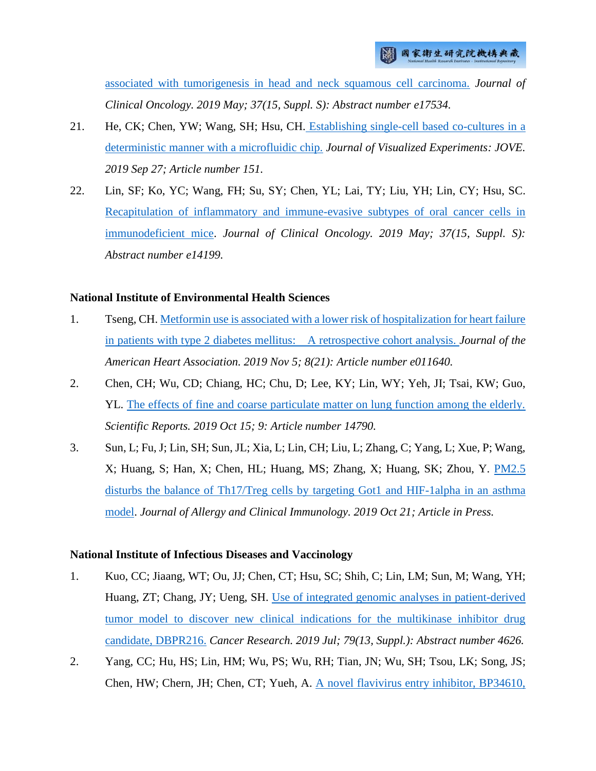associated with tumorigenesis in head and neck squamous cell carcinoma. *Journal of Clinical Oncology. 2019 May; 37(15, Suppl. S): Abstract number e17534.*

21. He, CK; Chen, YW; Wang, SH; Hsu, CH. Establishing single-cell based co-cultures in a deterministic manner with a microfluidic chip. *Journal of Visualized Experiments: JOVE. 2019 Sep 27; Article number 151.*

22. Lin, SF; Ko, YC; Wang, FH; Su, SY; Chen, YL; Lai, TY; Liu, YH; Lin, CY; Hsu, SC. Recapitulation of inflammatory and immune-evasive subtypes of oral cancer cells in immunodeficient mice. *Journal of Clinical Oncology. 2019 May; 37(15, Suppl. S): Abstract number e14199.*

**National Institute of Environmental Health Sciences**

1. Tseng, CH. Metformin use is associated with a lower risk of hospitalization for heart failure in patients with type 2 diabetes mellitus: A retrospective cohort analysis. *Journal of the American Heart Association. 2019 Nov 5; 8(21): Article number e011640.*

2. Chen, CH; Wu, CD; Chiang, HC; Chu, D; Lee, KY; Lin, WY; Yeh, JI; Tsai, KW; Guo, YL. The effects of fine and coarse particulate matter on lung function among the elderly. *Scientific Reports. 2019 Oct 15; 9: Article number 14790.*

3. Sun, L; Fu, J; Lin, SH; Sun, JL; Xia, L; Lin, CH; Liu, L; Zhang, C; Yang, L; Xue, P; Wang, X; Huang, S; Han, X; Chen, HL; Huang, MS; Zhang, X; Huang, SK; Zhou, Y. PM2.5 disturbs the balance of Th17/Treg cells by targeting Got1 and HIF-1alpha in an asthma model. *Journal of Allergy and Clinical Immunology. 2019 Oct 21; Article in Press.*

**National Institute of Infectious Diseases and Vaccinology**

1. Kuo, CC; Jiaang, WT; Ou, JJ; Chen, CT; Hsu, SC; Shih, C; Lin, LM; Sun, M; Wang, YH; Huang, ZT; Chang, JY; Ueng, SH. Use of integrated genomic analyses in patient-derived tumor model to discover new clinical indications for the multikinase inhibitor drug candidate, DBPR216. *Cancer Research. 2019 Jul; 79(13, Suppl.): Abstract number 4626.*

2. Yang, CC; Hu, HS; Lin, HM; Wu, PS; Wu, RH; Tian, JN; Wu, SH; Tsou, LK; Song, JS; Chen, HW; Chern, JH; Chen, CT; Yueh, A. A novel flavivirus entry inhibitor, BP34610,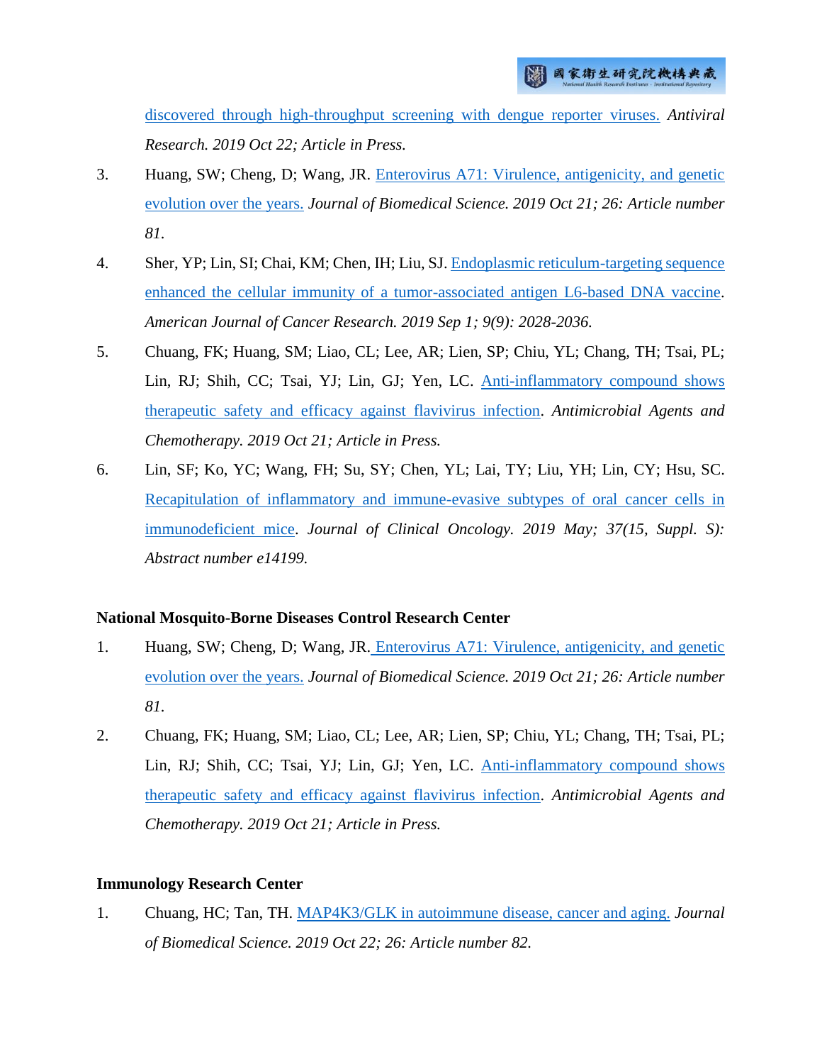discovered through high-throughput screening with dengue reporter viruses. *Antiviral Research. 2019 Oct 22; Article in Press.*

3. Huang, SW; Cheng, D; Wang, JR. Enterovirus A71: Virulence, antigenicity, and genetic evolution over the years. *Journal of Biomedical Science. 2019 Oct 21; 26: Article number 81.*

4. Sher, YP; Lin, SI; Chai, KM; Chen, IH; Liu, SJ. Endoplasmic reticulum-targeting sequence enhanced the cellular immunity of a tumor-associated antigen L6-based DNA vaccine. *American Journal of Cancer Research. 2019 Sep 1; 9(9): 2028-2036.*

5. Chuang, FK; Huang, SM; Liao, CL; Lee, AR; Lien, SP; Chiu, YL; Chang, TH; Tsai, PL; Lin, RJ; Shih, CC; Tsai, YJ; Lin, GJ; Yen, LC. Anti-inflammatory compound shows therapeutic safety and efficacy against flavivirus infection. *Antimicrobial Agents and Chemotherapy. 2019 Oct 21; Article in Press.*

6. Lin, SF; Ko, YC; Wang, FH; Su, SY; Chen, YL; Lai, TY; Liu, YH; Lin, CY; Hsu, SC. Recapitulation of inflammatory and immune-evasive subtypes of oral cancer cells in immunodeficient mice. *Journal of Clinical Oncology. 2019 May; 37(15, Suppl. S): Abstract number e14199.*

**National Mosquito-Borne Diseases Control Research Center**

1. Huang, SW; Cheng, D; Wang, JR. Enterovirus A71: Virulence, antigenicity, and genetic evolution over the years. *Journal of Biomedical Science. 2019 Oct 21; 26: Article number 81.*

2. Chuang, FK; Huang, SM; Liao, CL; Lee, AR; Lien, SP; Chiu, YL; Chang, TH; Tsai, PL; Lin, RJ; Shih, CC; Tsai, YJ; Lin, GJ; Yen, LC. Anti-inflammatory compound shows therapeutic safety and efficacy against flavivirus infection. *Antimicrobial Agents and Chemotherapy. 2019 Oct 21; Article in Press.*

**Immunology Research Center**

1. Chuang, HC; Tan, TH. MAP4K3/GLK in autoimmune disease, cancer and aging. *Journal of Biomedical Science. 2019 Oct 22; 26: Article number 82.*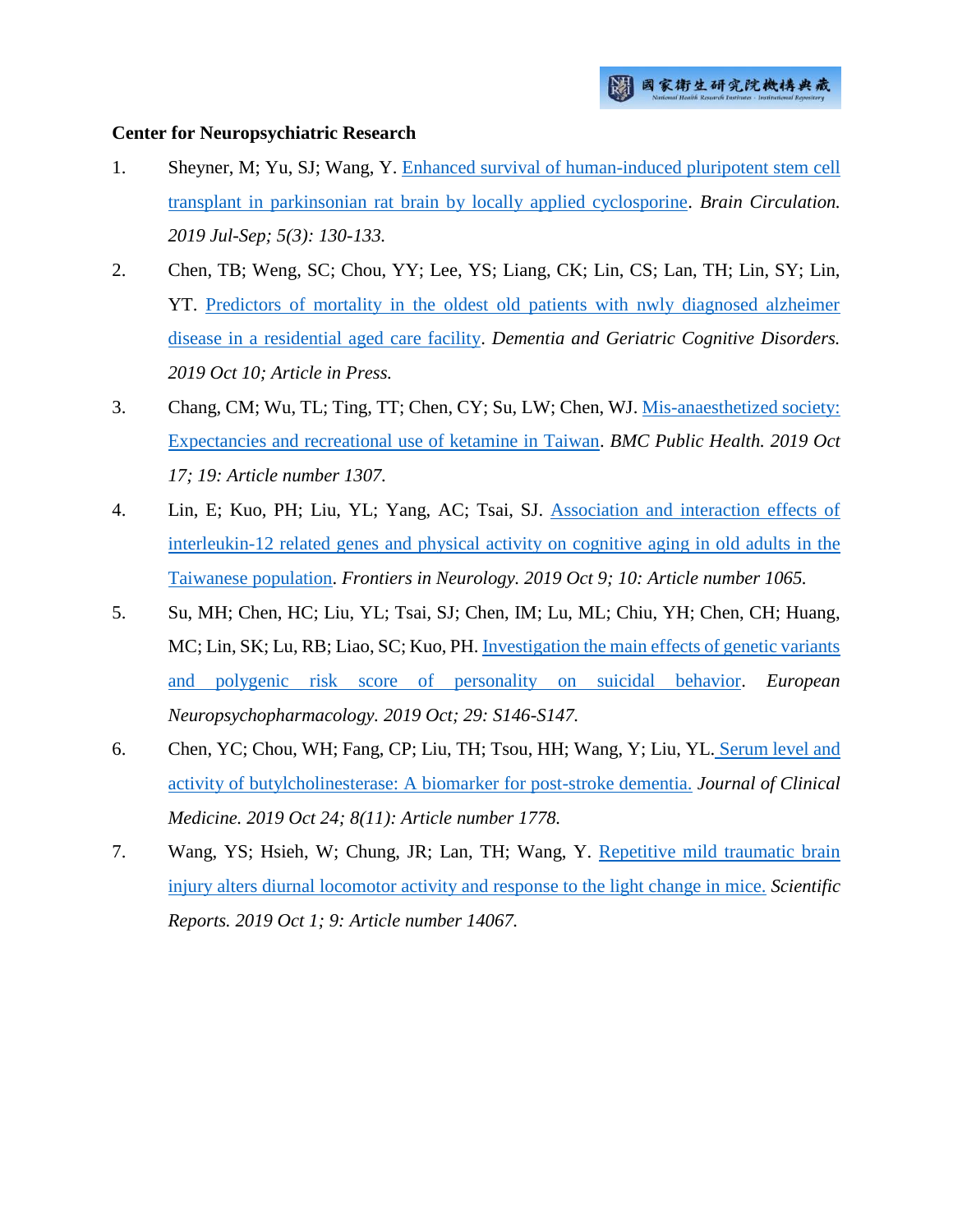**Center for Neuropsychiatric Research**

1. Sheyner, M; Yu, SJ; Wang, Y. Enhanced survival of human-induced pluripotent stem cell transplant in parkinsonian rat brain by locally applied cyclosporine. *Brain Circulation. 2019 Jul-Sep; 5(3): 130-133.*
2. Chen, TB; Weng, SC; Chou, YY; Lee, YS; Liang, CK; Lin, CS; Lan, TH; Lin, SY; Lin, YT. Predictors of mortality in the oldest old patients with nwly diagnosed alzheimer disease in a residential aged care facility. *Dementia and Geriatric Cognitive Disorders. 2019 Oct 10; Article in Press.*
3. Chang, CM; Wu, TL; Ting, TT; Chen, CY; Su, LW; Chen, WJ. Mis-anaesthetized society: Expectancies and recreational use of ketamine in Taiwan. *BMC Public Health. 2019 Oct 17; 19: Article number 1307.*
4. Lin, E; Kuo, PH; Liu, YL; Yang, AC; Tsai, SJ. Association and interaction effects of interleukin-12 related genes and physical activity on cognitive aging in old adults in the Taiwanese population. *Frontiers in Neurology. 2019 Oct 9; 10: Article number 1065.*
5. Su, MH; Chen, HC; Liu, YL; Tsai, SJ; Chen, IM; Lu, ML; Chiu, YH; Chen, CH; Huang, MC; Lin, SK; Lu, RB; Liao, SC; Kuo, PH. Investigation the main effects of genetic variants and polygenic risk score of personality on suicidal behavior. *European Neuropsychopharmacology. 2019 Oct; 29: S146-S147.*
6. Chen, YC; Chou, WH; Fang, CP; Liu, TH; Tsou, HH; Wang, Y; Liu, YL. Serum level and activity of butylcholinesterase: A biomarker for post-stroke dementia. *Journal of Clinical Medicine. 2019 Oct 24; 8(11): Article number 1778.*
7. Wang, YS; Hsieh, W; Chung, JR; Lan, TH; Wang, Y. Repetitive mild traumatic brain injury alters diurnal locomotor activity and response to the light change in mice. *Scientific Reports. 2019 Oct 1; 9: Article number 14067.*